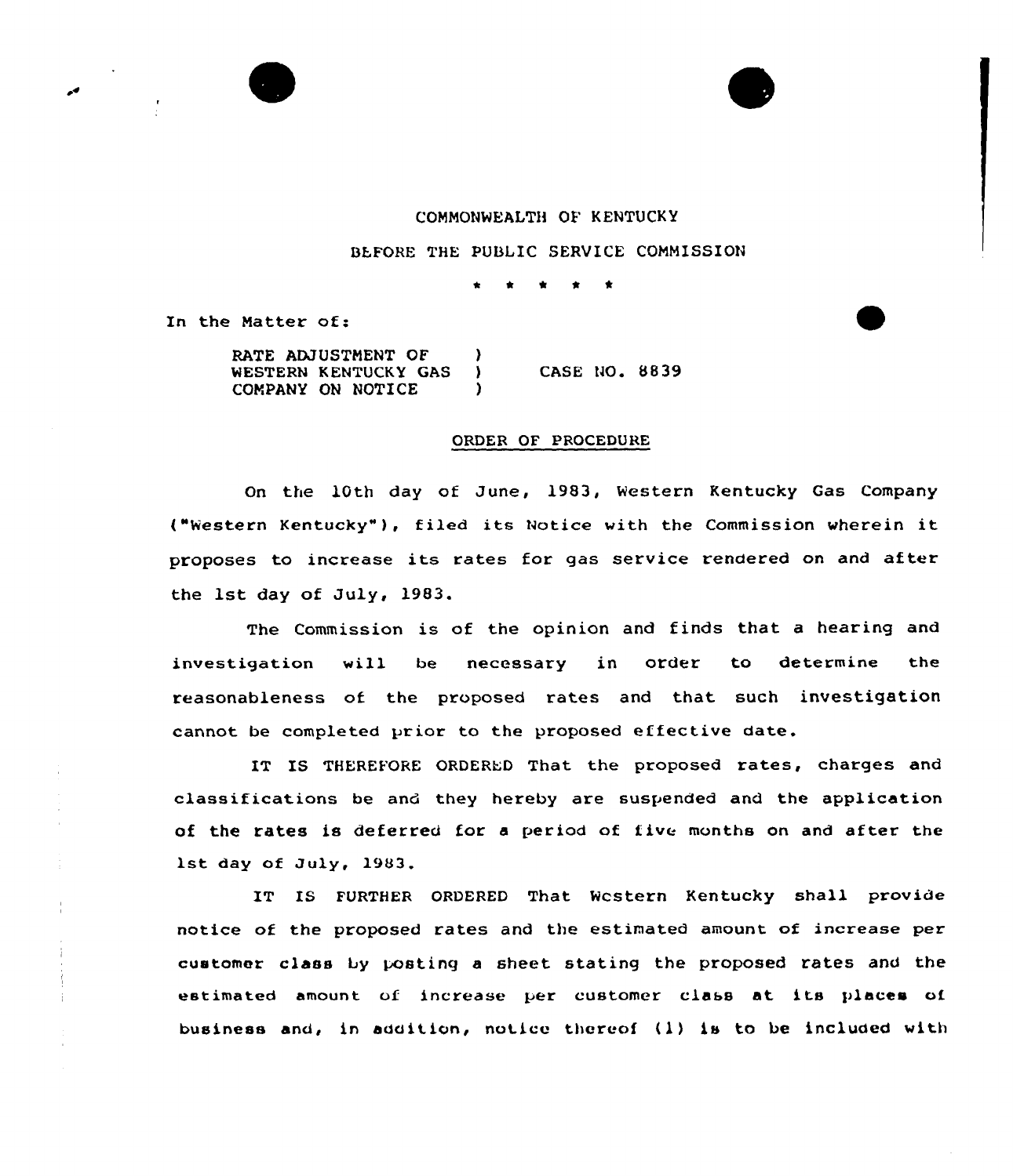COMMONWEALTH OF KENTUCKY

BEFORE THE PUBLIC SERVICE COMMISSION

\* \* \* \* \*

In the Matter of:

RATE ADJUSTMENT OF WESTERN KENTUCKY GAS COMPANY ON NOTICE ) CASE NO. 8839

ORDER OF PROCEDURE

On the 10th day of June, 1983, Western Kentucky Gas Company ("Western Kentucky"), filed its Notice with the Commission wherein it proposes to increase its rates for gas service rendered on and after the 1st day of July, 1983.

The Commission is of the opinion and finds that a hearing and investigation will be necessary in order to determine the reasonableness of the proposed rates and that such investigation cannot be completed prior to the proposed effective date.

IT IS THEREFORE ORDERED That the proposed rates, charges and classifications be and they hereby are suspended and the application of the rates is deferred for a period of five months on and after the 1st day of July, 1983.

IT IS FURTHER ORDERED That Western Kentucky shall provide notice of the proposed rates and the estimated amount of increase per customer class by posting a sheet stating the proposed rates and the estimated amount of increase per customer class at its places of business and, in addition, notice thereof (1) is to be included with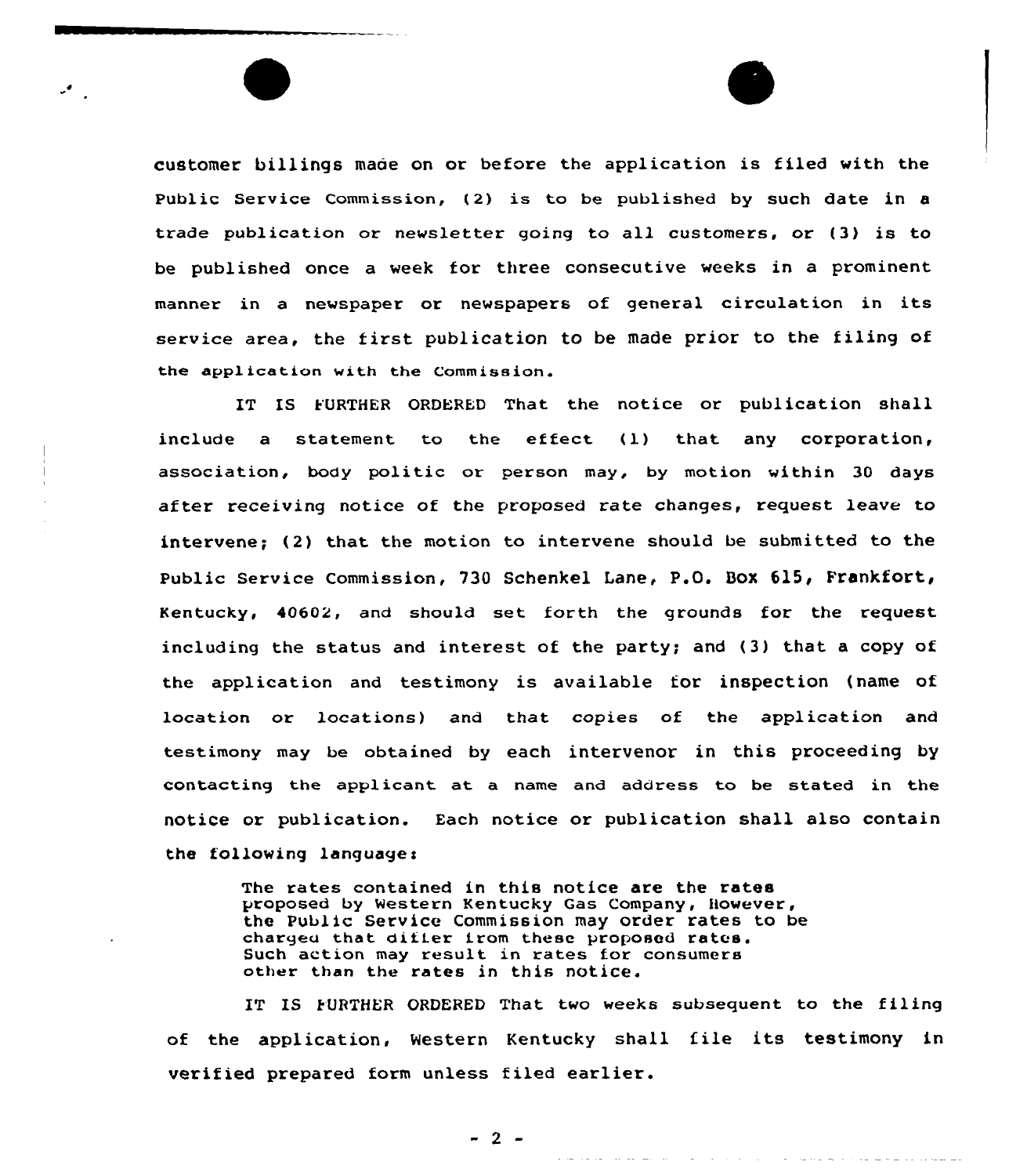customer billings made on or before the application is filed with the Public Service Commission, (2) is to be published by such date in a trade publication or newsletter going to all customers, or (3) is to be published once a week for three consecutive weeks in a prominent manner in a newspaper or newspapers of general circulation in its service area, the first publication to be made prior to the filing of the application with the Commission.

IT IS FURTHER ORDERED That the notice or publication shall include a statement to the effect (1) that any corporation, association, body politic or person may, by motion within 30 days after receiving notice of the proposed rate changes, request leave to intervene; (2) that the motion to intervene should be submitted to the Public Service Commission, 730 Schenkel Lane, P.O. Box 615, Frankfort, Kentucky, 40602, and should set forth the grounds for the request including the status and interest of the party; and (3) that a copy of the application and testimony is available for inspection (name of location or locations) and that copies of the application and testimony may be obtained by each intervenor in this proceeding by contacting the applicant at a name and address to be stated in the notice or publication. Each notice or publication shall also contain the following language:

> The rates contained in this notice are the rates proposed by Western Kentucky Gas Company, However, the Public Service Commission may order rates to be charged that differ from these proposed rates. Such action may result in rates for consumers other than the rates in this notice.

IT IS FURTHER ORDERED That two weeks subsequent to the filing of the application, Western Kentucky shall file its testimony in verified prepared form unless filed earlier.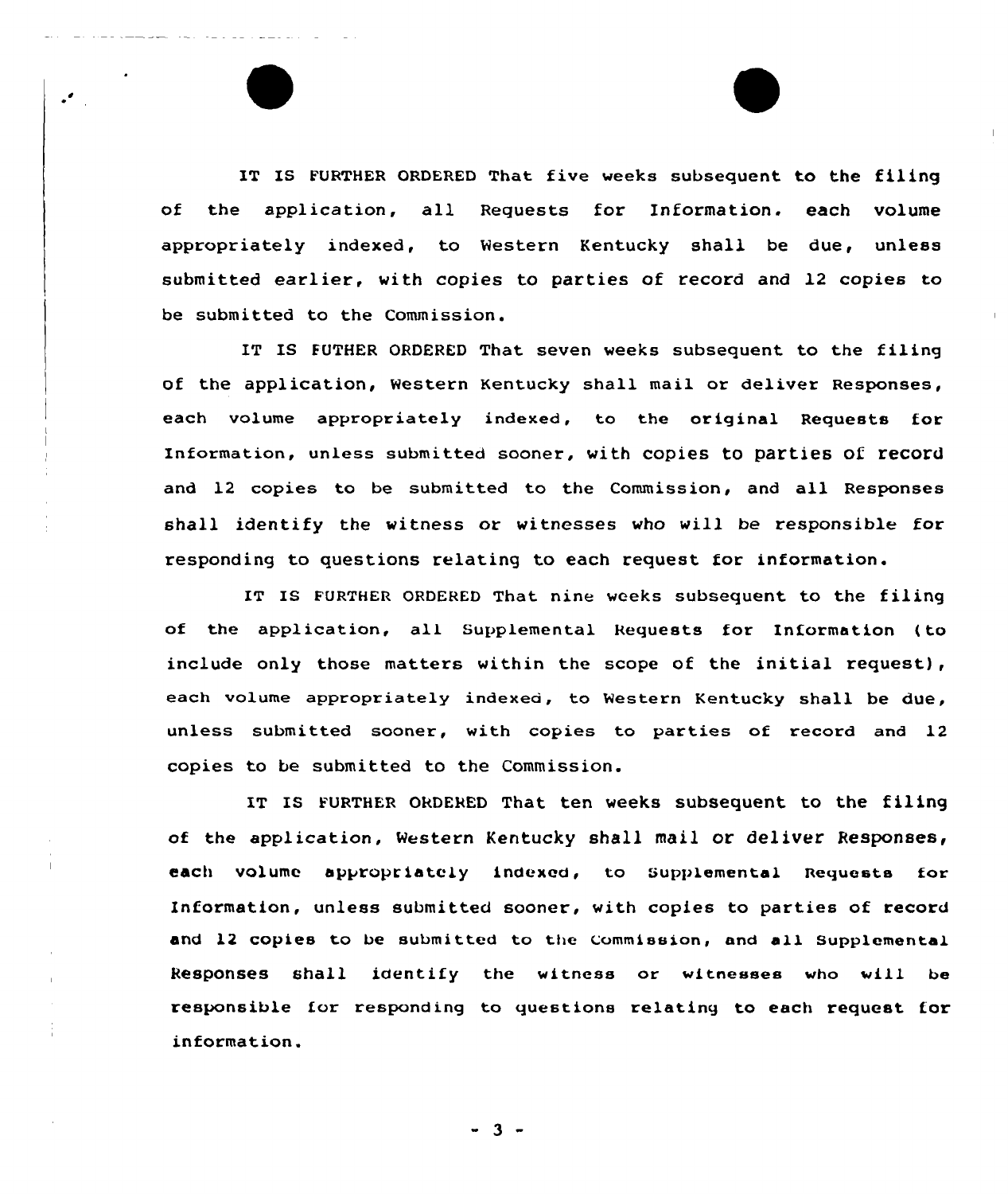IT IS FURTHER ORDERED That five weeks subsequent to the filing of the application, all Requests for Information. each volume appropriately indexed, to Western Kentucky shall be due, unless submitted earlier, with copies to parties of record and 12 copies to be submitted to the Commission.

IT IS FUTHER ORDERED That seven weeks subsequent to the filing of the application, Western Kentucky shall mail or deliver Responses, each volume appropriately indexed, to the original Requests for Information, unless submitted sooner, with copies to parties of record and 12 copies to be submitted to the Commission, and all Responses shall identify the witness or witnesses who will be responsible for responding to questions relating to each request for information.

IT IS FURTHER ORDERED That nine weeks subsequent to the filing of the application, all Supplemental Requests for Information (to include only those matters within the scope of the initial request), each volume appropriately indexed, to Western Kentucky shall be due, unless submitted sooner, with copies to parties of record and 12 copies to be submitted to the Commission.

IT IS FURTHER ORDERED That ten weeks subsequent to the filing of the application, Western Kentucky shall mail or deliver Responses, each volume appropriately indexed, to Supplemental Requests for Information, unless submitted sooner, with copies to parties of record and 12 copies to be submitted to the Commission, and all Supplemental Responses shall identify the witness or witnesses who will be responsible for responding to questions relating to each request for information.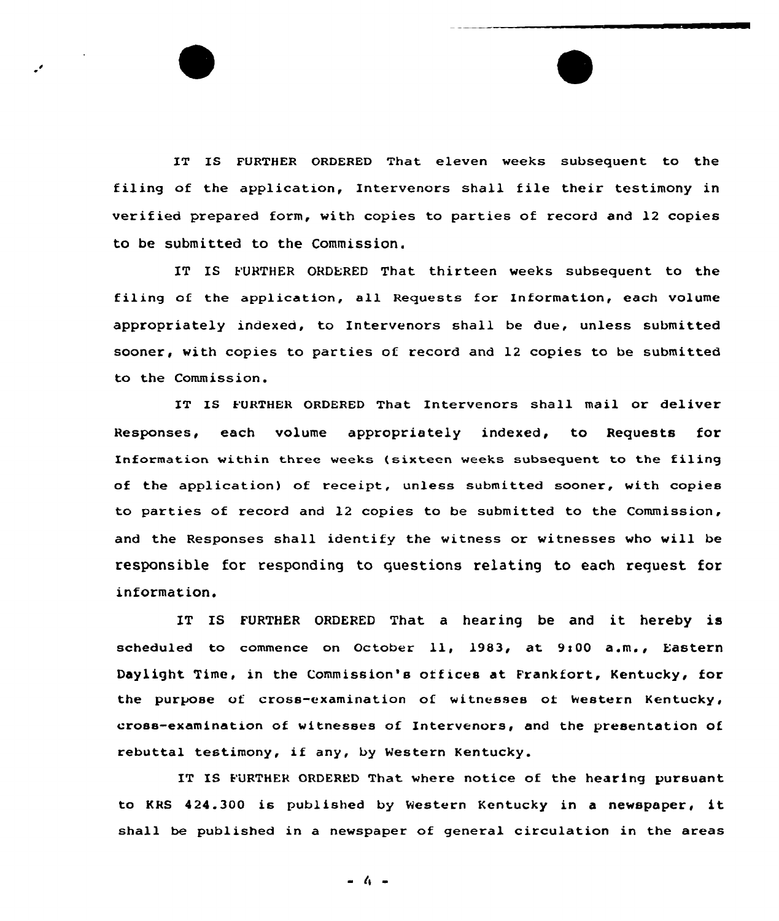IT IS FURTHER ORDERED That eleven weeks subsequent to the filing of the application, Intervenors shall file their testimony in verified prepared form, with copies to parties of record and 12 copies to be submitted to the Commission.

IT IS FURTHER ORDERED That thirteen weeks subsequent to the filing of the application, all Requests for Information, each volume appropriately indexed, to Intervenors shall be due, unless submitted sooner, with copies to parties of record and 12 copies to be submitted to the Commission.

IT IS FURTHER ORDERED That Intervenors shall mail or deliver Responses, each volume appropriately indexed, to Requests for Information within three weeks (sixteen weeks subsequent to the filing of the application) of receipt, unless submitted sooner, with copies to parties of record and 12 copies to be submitted to the Commission, and the Responses shall identify the witness or witnesses who will be responsible for responding to questions relating to each request for information.

IT IS FURTHER ORDERED That a hearing be and it hereby is scheduled to commence on October 11, 1983, at 9:00 a.m., Eastern Daylight Time, in the Commission's offices at Frankfort, Kentucky, for the purpose of cross-examination of witnesses of Western Kentucky, cross-examination of witnesses of Intervenors, and the presentation of rebuttal testimony, if any, by Western Kentucky.

IT IS FURTHER ORDERED That where notice of the hearing pursuant to KRS 424.300 is published by Western Kentucky in a newspaper, it shall be published in a newspaper of general circulation in the areas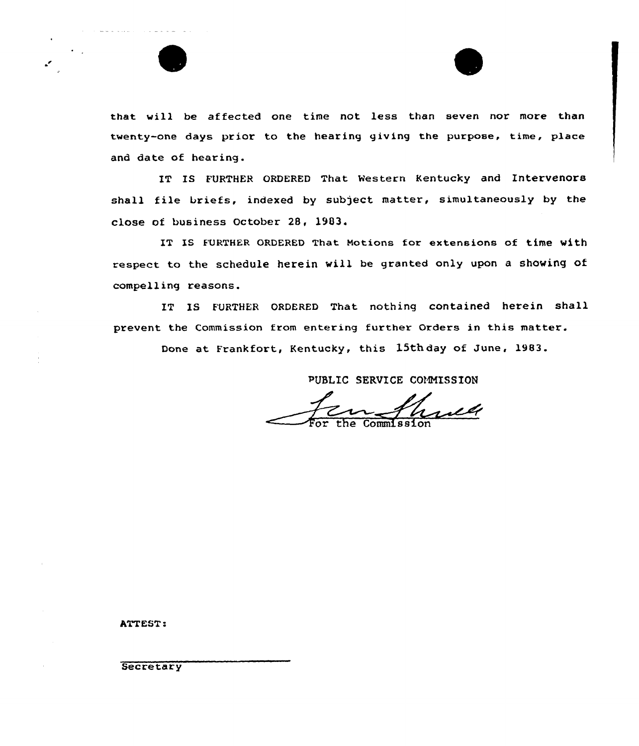that will be affected one time not less than seven nor more than twenty-one days prior to the hearing giving the purpose, time, place and date of hearing.

IT IS FURTHER ORDERED That Western Kentucky and Intervenors shall file briefs, indexed by subject matter, simultaneously by the close of business October 28, 1983.

IT IS FURTHER ORDERED That Motions for extensions of time with respect to the schedule herein will be granted only upon a showing of compelling reasons.

IT IS FURTHER ORDERED That nothing contained herein shall prevent the Commission from entering further Orders in this matter.

Done at Frankfort, Kentucky, this 15th day of June, 1983.

PUBLIC SERVICE COMMISSION

For the Commission

ATTEST:

Secretary